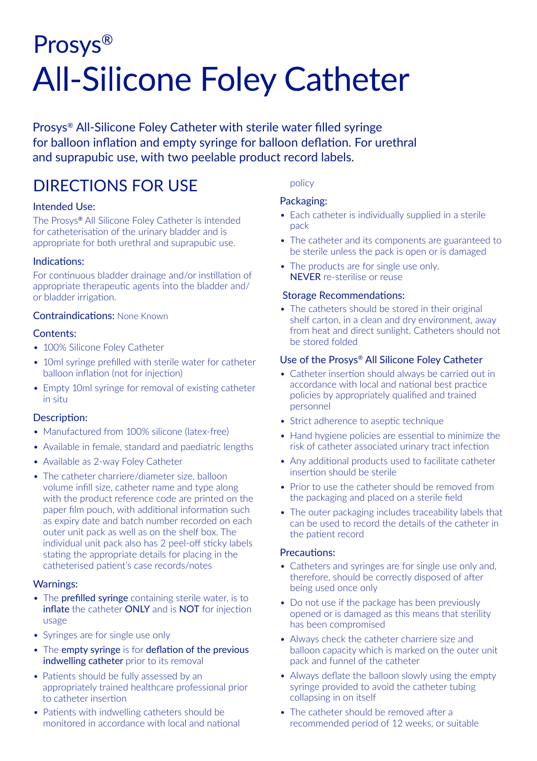# Prosys®

# All-Silicone Foley Catheter

Prosys® All-Silicone Foley Catheter with sterile water filled syringe for balloon inflation and empty syringe for balloon deflation. For urethral and suprapubic use, with two peelable product record labels.

## DIRECTIONS FOR USE

### Intended Use:

The Prosys® All Silicone Foley Catheter is intended for catheterisation of the urinary bladder and is appropriate for both urethral and suprapubic use.

### Indications:

For continuous bladder drainage and/or instillation of appropriate therapeutic agents into the bladder and/or bladder irrigation.

### Contraindications: None Known

### Contents:

- 100% Silicone Foley Catheter
- 10ml syringe prefilled with sterile water for catheter balloon inflation (not for injection)
- Empty 10ml syringe for removal of existing catheter in situ

### Description:

- Manufactured from 100% silicone (latex-free)
- Available in female, standard and paediatric lengths
- Available as 2-way Foley Catheter
- The catheter charriere/diameter size, balloon volume infill size, catheter name and type along with the product reference code are printed on the paper film pouch, with additional information such as expiry date and batch number recorded on each outer unit pack as well as on the shelf box. The individual unit pack also has 2 peel-off sticky labels stating the appropriate details for placing in the catheterised patient's case records/notes

### Warnings:

- The **prefilled syringe** containing sterile water, is to **inflate** the catheter **ONLY** and is **NOT** for injection usage
- Syringes are for single use only
- The **empty syringe** is for **deflation of the previous indwelling catheter** prior to its removal
- Patients should be fully assessed by an appropriately trained healthcare professional prior to catheter insertion
- Patients with indwelling catheters should be monitored in accordance with local and national policy

### Packaging:

- Each catheter is individually supplied in a sterile pack
- The catheter and its components are guaranteed to be sterile unless the pack is open or is damaged
- The products are for single use only. **NEVER** re-sterilise or reuse

### Storage Recommendations:

- The catheters should be stored in their original shelf carton, in a clean and dry environment, away from heat and direct sunlight. Catheters should not be stored folded

### Use of the Prosys® All Silicone Foley Catheter

- Catheter insertion should always be carried out in accordance with local and national best practice policies by appropriately qualified and trained personnel
- Strict adherence to aseptic technique
- Hand hygiene policies are essential to minimize the risk of catheter associated urinary tract infection
- Any additional products used to facilitate catheter insertion should be sterile
- Prior to use the catheter should be removed from the packaging and placed on a sterile field
- The outer packaging includes traceability labels that can be used to record the details of the catheter in the patient record

### Precautions:

- Catheters and syringes are for single use only and, therefore, should be correctly disposed of after being used once only
- Do not use if the package has been previously opened or is damaged as this means that sterility has been compromised
- Always check the catheter charriere size and balloon capacity which is marked on the outer unit pack and funnel of the catheter
- Always deflate the balloon slowly using the empty syringe provided to avoid the catheter tubing collapsing in on itself
- The catheter should be removed after a recommended period of 12 weeks, or suitable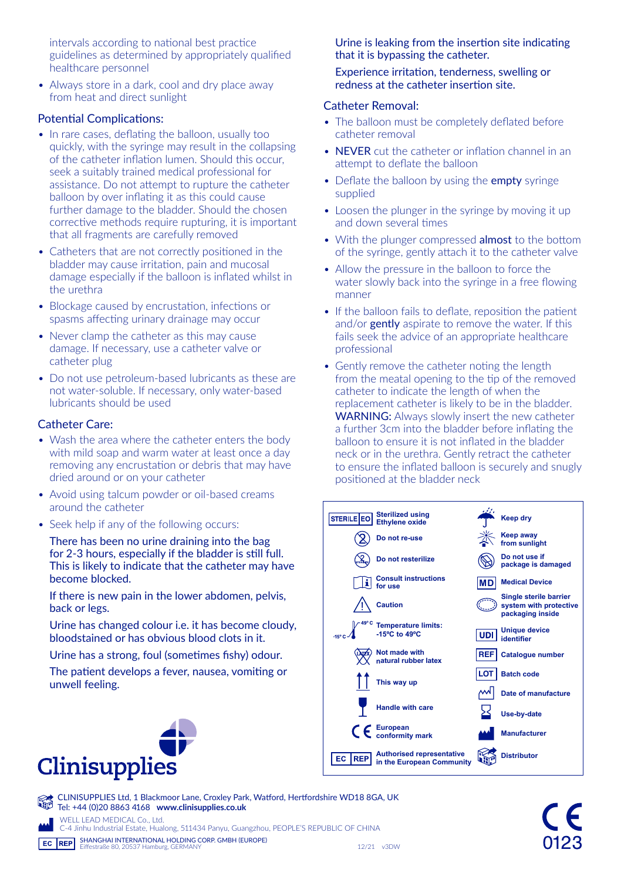intervals according to national best practice guidelines as determined by appropriately qualified healthcare personnel

- Always store in a dark, cool and dry place away from heat and direct sunlight

## Potential Complications:

- In rare cases, deflating the balloon, usually too quickly, with the syringe may result in the collapsing of the catheter inflation lumen. Should this occur, seek a suitably trained medical professional for assistance. Do not attempt to rupture the catheter balloon by over inflating it as this could cause further damage to the bladder. Should the chosen corrective methods require rupturing, it is important that all fragments are carefully removed
- Catheters that are not correctly positioned in the bladder may cause irritation, pain and mucosal damage especially if the balloon is inflated whilst in the urethra
- Blockage caused by encrustation, infections or spasms affecting urinary drainage may occur
- Never clamp the catheter as this may cause damage. If necessary, use a catheter valve or catheter plug
- Do not use petroleum-based lubricants as these are not water-soluble. If necessary, only water-based lubricants should be used

## Catheter Care:

- Wash the area where the catheter enters the body with mild soap and warm water at least once a day removing any encrustation or debris that may have dried around or on your catheter
- Avoid using talcum powder or oil-based creams around the catheter
- Seek help if any of the following occurs:

  There has been no urine draining into the bag for 2-3 hours, especially if the bladder is still full. This is likely to indicate that the catheter may have become blocked.

  If there is new pain in the lower abdomen, pelvis, back or legs.

  Urine has changed colour i.e. it has become cloudy, bloodstained or has obvious blood clots in it.

  Urine has a strong, foul (sometimes fishy) odour.

  The patient develops a fever, nausea, vomiting or unwell feeling.

  Urine is leaking from the insertion site indicating that it is bypassing the catheter.

  Experience irritation, tenderness, swelling or redness at the catheter insertion site.

## Catheter Removal:

- The balloon must be completely deflated before catheter removal
- **NEVER** cut the catheter or inflation channel in an attempt to deflate the balloon
- Deflate the balloon by using the **empty** syringe supplied
- Loosen the plunger in the syringe by moving it up and down several times
- With the plunger compressed **almost** to the bottom of the syringe, gently attach it to the catheter valve
- Allow the pressure in the balloon to force the water slowly back into the syringe in a free flowing manner
- If the balloon fails to deflate, reposition the patient and/or **gently** aspirate to remove the water. If this fails seek the advice of an appropriate healthcare professional
- Gently remove the catheter noting the length from the meatal opening to the tip of the removed catheter to indicate the length of when the replacement catheter is likely to be in the bladder. **WARNING:** Always slowly insert the new catheter a further 3cm into the bladder before inflating the balloon to ensure it is not inflated in the bladder neck or in the urethra. Gently retract the catheter to ensure the inflated balloon is securely and snugly positioned at the bladder neck

| | | | |
|---|---|---|---|
| STERILE EO | Sterilized using Ethylene oxide | | Keep dry |
| | Do not re-use | | Keep away from sunlight |
| | Do not resterilize | | Do not use if package is damaged |
| | Consult instructions for use | MD | Medical Device |
| | Caution | | Single sterile barrier system with protective packaging inside |
| -15° C / 49° C | Temperature limits: -15ºC to 49ºC | UDI | Unique device identifier |
| LATEX | Not made with natural rubber latex | REF | Catalogue number |
| | This way up | LOT | Batch code |
| | Handle with care | | Date of manufacture |
| CE | European conformity mark | | Use-by-date |
| EC REP | Authorised representative in the European Community | | Manufacturer |
| | | | Distributor |

Clinisupplies

CLINISUPPLIES Ltd, 1 Blackmoor Lane, Croxley Park, Watford, Hertfordshire WD18 8GA, UK
Tel: +44 (0)20 8863 4168 **www.clinisupplies.co.uk**

WELL LEAD MEDICAL Co., Ltd.
C-4 Jinhu Industrial Estate, Hualong, 511434 Panyu, Guangzhou, PEOPLE'S REPUBLIC OF CHINA

EC REP SHANGHAI INTERNATIONAL HOLDING CORP. GMBH (EUROPE)
Eiffestraße 80, 20537 Hamburg, GERMANY

12/21 v3DW

CE 0123